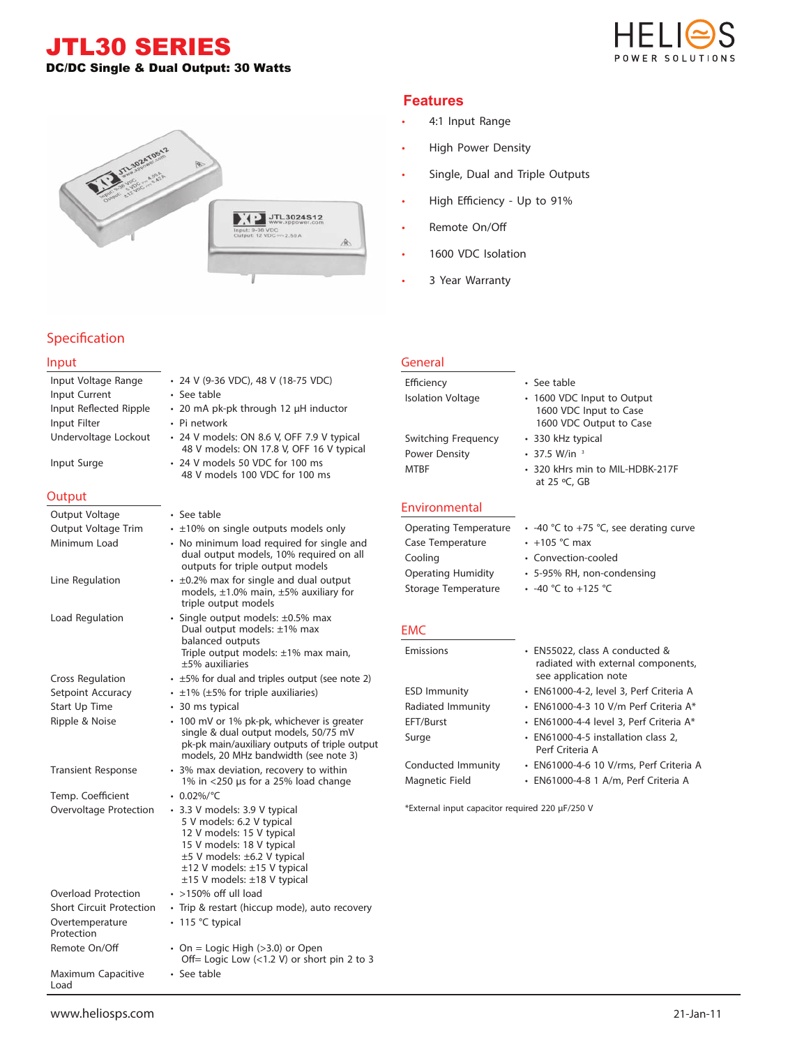# JTL30 SERIES

**DC/DC Single & Dual Output: 30 Watts**

## Features

- 4:1 Input Range
- High Power Density
- Single, Dual and Triple Outputs
- High Efficiency - Up to 91%
- Remote On/Off
- 1600 VDC Isolation
- 3 Year Warranty

## Specification

### Input

| | |
|---|---|
| Input Voltage Range | • 24 V (9-36 VDC), 48 V (18-75 VDC) |
| Input Current | • See table |
| Input Reflected Ripple | • 20 mA pk-pk through 12 µH inductor |
| Input Filter | • Pi network |
| Undervoltage Lockout | • 24 V models: ON 8.6 V, OFF 7.9 V typical<br>48 V models: ON 17.8 V, OFF 16 V typical |
| Input Surge | • 24 V models 50 VDC for 100 ms<br>48 V models 100 VDC for 100 ms |

### Output

| | |
|---|---|
| Output Voltage | • See table |
| Output Voltage Trim | • ±10% on single outputs models only |
| Minimum Load | • No minimum load required for single and dual output models, 10% required on all outputs for triple output models |
| Line Regulation | • ±0.2% max for single and dual output models, ±1.0% main, ±5% auxiliary for triple output models |
| Load Regulation | • Single output models: ±0.5% max<br>Dual output models: ±1% max balanced outputs<br>Triple output models: ±1% max main, ±5% auxiliaries |
| Cross Regulation | • ±5% for dual and triples output (see note 2) |
| Setpoint Accuracy | • ±1% (±5% for triple auxiliaries) |
| Start Up Time | • 30 ms typical |
| Ripple & Noise | • 100 mV or 1% pk-pk, whichever is greater single & dual output models, 50/75 mV pk-pk main/auxiliary outputs of triple output models, 20 MHz bandwidth (see note 3) |
| Transient Response | • 3% max deviation, recovery to within 1% in <250 µs for a 25% load change |
| Temp. Coefficient | • 0.02%/°C |
| Overvoltage Protection | • 3.3 V models: 3.9 V typical<br>5 V models: 6.2 V typical<br>12 V models: 15 V typical<br>15 V models: 18 V typical<br>±5 V models: ±6.2 V typical<br>±12 V models: ±15 V typical<br>±15 V models: ±18 V typical |
| Overload Protection | • >150% off ull load |
| Short Circuit Protection | • Trip & restart (hiccup mode), auto recovery |
| Overtemperature Protection | • 115 °C typical |
| Remote On/Off | • On = Logic High (>3.0) or Open<br>Off= Logic Low (<1.2 V) or short pin 2 to 3 |
| Maximum Capacitive Load | • See table |

### General

| | |
|---|---|
| Efficiency | • See table |
| Isolation Voltage | • 1600 VDC Input to Output<br>1600 VDC Input to Case<br>1600 VDC Output to Case |
| Switching Frequency | • 330 kHz typical |
| Power Density | • 37.5 W/in $^{3}$ |
| MTBF | • 320 kHrs min to MIL-HDBK-217F at 25 ºC, GB |

### Environmental

| | |
|---|---|
| Operating Temperature | • -40 °C to +75 °C, see derating curve |
| Case Temperature | • +105 °C max |
| Cooling | • Convection-cooled |
| Operating Humidity | • 5-95% RH, non-condensing |
| Storage Temperature | • -40 °C to +125 °C |

### EMC

| | |
|---|---|
| Emissions | • EN55022, class A conducted & radiated with external components, see application note |
| ESD Immunity | • EN61000-4-2, level 3, Perf Criteria A |
| Radiated Immunity | • EN61000-4-3 10 V/m Perf Criteria A* |
| EFT/Burst | • EN61000-4-4 level 3, Perf Criteria A* |
| Surge | • EN61000-4-5 installation class 2, Perf Criteria A |
| Conducted Immunity | • EN61000-4-6 10 V/rms, Perf Criteria A |
| Magnetic Field | • EN61000-4-8 1 A/m, Perf Criteria A |

*External input capacitor required 220 µF/250 V

www.heliosps.com 21-Jan-11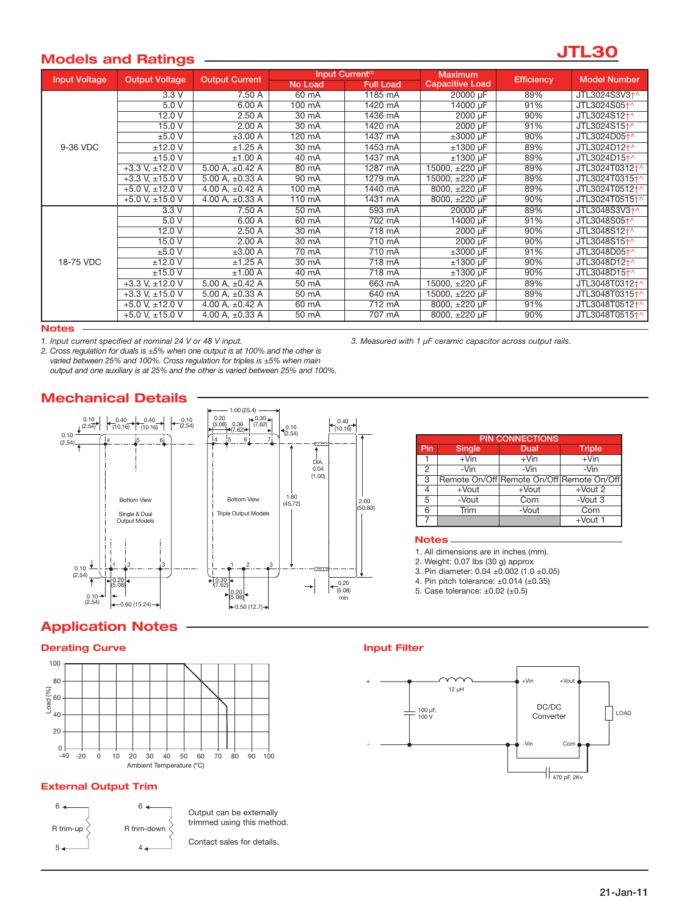## Models and Ratings

**JTL30**

| Input Voltage | Output Voltage | Output Current | Input Current(1) | | Maximum Capacitive Load | Efficiency | Model Number |
|---|---|---|---|---|---|---|---|
| | | | No Load | Full Load | | | |
| 9-36 VDC | 3.3 V | 7.50 A | 60 mA | 1185 mA | 20000 µF | 89% | JTL3024S3V3†^ |
| | 5.0 V | 6.00 A | 100 mA | 1420 mA | 14000 µF | 91% | JTL3024S05†^ |
| | 12.0 V | 2.50 A | 30 mA | 1436 mA | 2000 µF | 90% | JTL3024S12†^ |
| | 15.0 V | 2.00 A | 30 mA | 1420 mA | 2000 µF | 91% | JTL3024S15†^ |
| | ±5.0 V | ±3.00 A | 120 mA | 1437 mA | ±3000 µF | 90% | JTL3024D05†^ |
| | ±12.0 V | ±1.25 A | 30 mA | 1453 mA | ±1300 µF | 89% | JTL3024D12†^ |
| | ±15.0 V | ±1.00 A | 40 mA | 1437 mA | ±1300 µF | 89% | JTL3024D15†^ |
| | +3.3 V, ±12.0 V | 5.00 A, ±0.42 A | 80 mA | 1287 mA | 15000, ±220 µF | 89% | JTL3024T0312†^ |
| | +3.3 V, ±15.0 V | 5.00 A, ±0.33 A | 90 mA | 1279 mA | 15000, ±220 µF | 89% | JTL3024T0315†^ |
| | +5.0 V, ±12.0 V | 4.00 A, ±0.42 A | 100 mA | 1440 mA | 8000, ±220 µF | 89% | JTL3024T0512†^ |
| | +5.0 V, ±15.0 V | 4.00 A, ±0.33 A | 110 mA | 1431 mA | 8000, ±220 µF | 90% | JTL3024T0515†^ |
| 18-75 VDC | 3.3 V | 7.50 A | 50 mA | 593 mA | 20000 µF | 89% | JTL3048S3V3†^ |
| | 5.0 V | 6.00 A | 60 mA | 702 mA | 14000 µF | 91% | JTL3048S05†^ |
| | 12.0 V | 2.50 A | 30 mA | 718 mA | 2000 µF | 90% | JTL3048S12†^ |
| | 15.0 V | 2.00 A | 30 mA | 710 mA | 2000 µF | 90% | JTL3048S15†^ |
| | ±5.0 V | ±3.00 A | 70 mA | 710 mA | ±3000 µF | 91% | JTL3048D05†^ |
| | ±12.0 V | ±1.25 A | 30 mA | 718 mA | ±1300 µF | 90% | JTL3048D12†^ |
| | ±15.0 V | ±1.00 A | 40 mA | 718 mA | ±1300 µF | 90% | JTL3048D15†^ |
| | +3.3 V, ±12.0 V | 5.00 A, ±0.42 A | 50 mA | 663 mA | 15000, ±220 µF | 89% | JTL3048T0312†^ |
| | +3.3 V, ±15.0 V | 5.00 A, ±0.33 A | 50 mA | 640 mA | 15000, ±220 µF | 89% | JTL3048T0315†^ |
| | +5.0 V, ±12.0 V | 4.00 A, ±0.42 A | 60 mA | 712 mA | 8000, ±220 µF | 91% | JTL3048T0512†^ |
| | +5.0 V, ±15.0 V | 4.00 A, ±0.33 A | 50 mA | 707 mA | 8000, ±220 µF | 90% | JTL3048T0515†^ |

### Notes

*1. Input current specified at nominal 24 V or 48 V input.*

*2. Cross regulation for duals is ±5% when one output is at 100% and the other is varied between 25% and 100%. Cross regulation for triples is ±5% when main output and one auxiliary is at 25% and the other is varied between 25% and 100%.*

*3. Measured with 1 µF ceramic capacitor across output rails.*

## Mechanical Details

Bottom View

Single & Dual Output Models

Bottom View

Triple Output Models

0.10 (2.54), 0.40 (10.16), 0.40 (10.16), 0.10 (2.54), 0.10 (2.54), 0.20 (5.08), 0.60 (15.24), 0.10 (2.54), 0.10 (2.54)

1.00 (25.4), 0.20 (5.08), 0.30 (7.62), 0.30 (7.62), 0.10 (2.54), 1.80 (45.72), 0.30 (7.62), 0.20 (5.08), 0.50 (12.7)

0.40 (10.16), DIA. 0.04 (1.00), 2.00 (50.80), 0.20 (5.08) min

| PIN CONNECTIONS | | | |
|---|---|---|---|
| Pin | Single | Dual | Triple |
| 1 | +Vin | +Vin | +Vin |
| 2 | -Vin | -Vin | -Vin |
| 3 | Remote On/Off | Remote On/Off | Remote On/Off |
| 4 | +Vout | +Vout | +Vout 2 |
| 5 | -Vout | Com | -Vout 3 |
| 6 | Trim | -Vout | Com |
| 7 | | | +Vout 1 |

### Notes

1. All dimensions are in inches (mm).
2. Weight: 0.07 lbs (30 g) approx
3. Pin diameter: 0.04 ±0.002 (1.0 ±0.05)
4. Pin pitch tolerance: ±0.014 (±0.35)
5. Case tolerance: ±0.02 (±0.5)

## Application Notes

### Derating Curve

Load (%)

Ambient Temperature (°C)

100, 80, 60, 40, 20, 0

-40, -20, 0, 10, 20, 30, 40, 50, 60, 70, 80, 90, 100

### Input Filter

+, -, 12 µH, 100 µF, 100 V, +Vin, +Vout, -Vin, Com, DC/DC Converter, LOAD, 470 pF, 2Kv

### External Output Trim

6, R trim-up, 5

6, R trim-down, 4

Output can be externally trimmed using this method.

Contact sales for details.

21-Jan-11